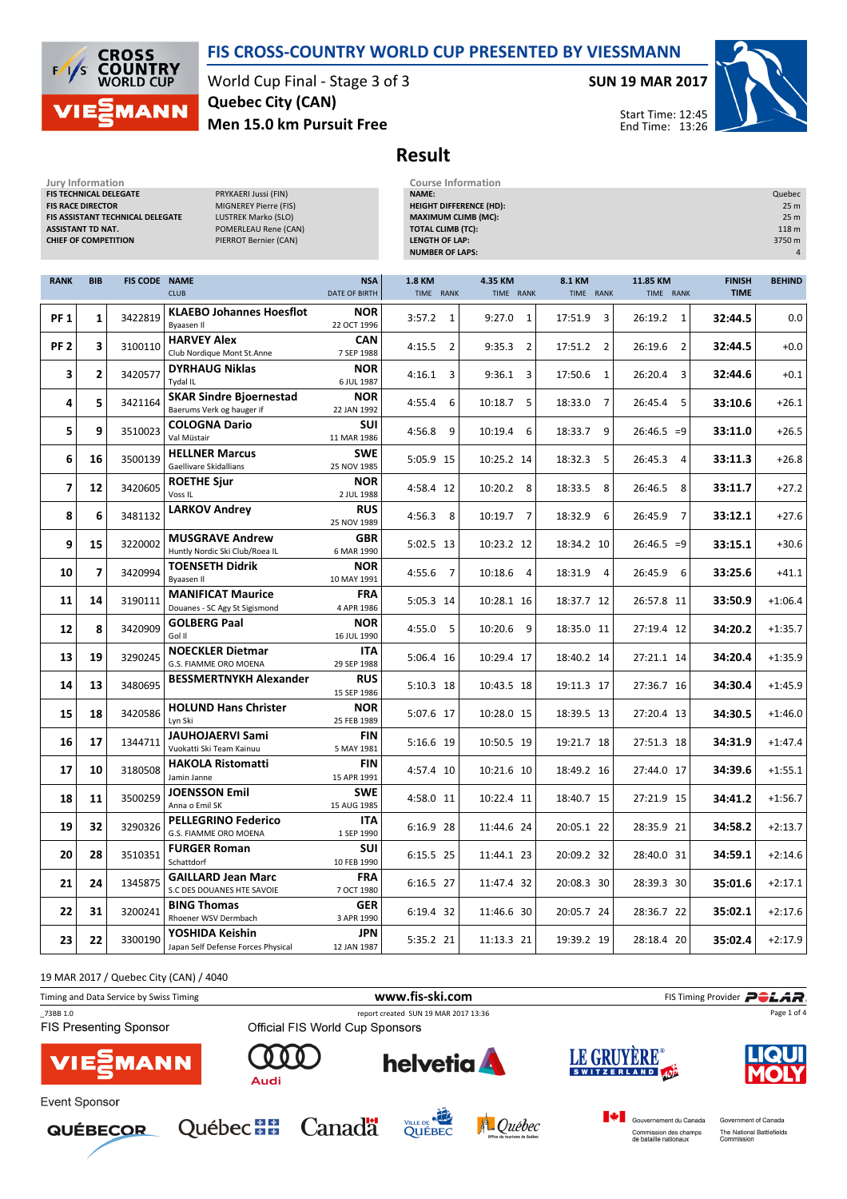# FIS CROSS-COUNTRY WORLD CUP PRESENTED BY VIESSMANN

World Cup Final - Stage 3 of 3
Quebec City (CAN)
Men 15.0 km Pursuit Free

SUN 19 MAR 2017

Start Time: 12:45
End Time: 13:26

## Result

**Jury Information**

| | |
|---|---|
| FIS TECHNICAL DELEGATE | PRYKAERI Jussi (FIN) |
| FIS RACE DIRECTOR | MIGNEREY Pierre (FIS) |
| FIS ASSISTANT TECHNICAL DELEGATE | LUSTREK Marko (SLO) |
| ASSISTANT TD NAT. | POMERLEAU Rene (CAN) |
| CHIEF OF COMPETITION | PIERROT Bernier (CAN) |

**Course Information**

| | |
|---|---|
| NAME: | Quebec |
| HEIGHT DIFFERENCE (HD): | 25 m |
| MAXIMUM CLIMB (MC): | 25 m |
| TOTAL CLIMB (TC): | 118 m |
| LENGTH OF LAP: | 3750 m |
| NUMBER OF LAPS: | 4 |

| RANK | BIB | FIS CODE | NAME / CLUB | NSA / DATE OF BIRTH | 1.8 KM TIME | RANK | 4.35 KM TIME | RANK | 8.1 KM TIME | RANK | 11.85 KM TIME | RANK | FINISH TIME | BEHIND |
|---|---|---|---|---|---|---|---|---|---|---|---|---|---|---|
| PF 1 | 1 | 3422819 | **KLAEBO Johannes Hoesflot** Byaasen Il | **NOR** 22 OCT 1996 | 3:57.2 | 1 | 9:27.0 | 1 | 17:51.9 | 3 | 26:19.2 | 1 | **32:44.5** | 0.0 |
| PF 2 | 3 | 3100110 | **HARVEY Alex** Club Nordique Mont St.Anne | **CAN** 7 SEP 1988 | 4:15.5 | 2 | 9:35.3 | 2 | 17:51.2 | 2 | 26:19.6 | 2 | **32:44.5** | +0.0 |
| 3 | 2 | 3420577 | **DYRHAUG Niklas** Tydal IL | **NOR** 6 JUL 1987 | 4:16.1 | 3 | 9:36.1 | 3 | 17:50.6 | 1 | 26:20.4 | 3 | **32:44.6** | +0.1 |
| 4 | 5 | 3421164 | **SKAR Sindre Bjoernestad** Baerums Verk og hauger if | **NOR** 22 JAN 1992 | 4:55.4 | 6 | 10:18.7 | 5 | 18:33.0 | 7 | 26:45.4 | 5 | **33:10.6** | +26.1 |
| 5 | 9 | 3510023 | **COLOGNA Dario** Val Müstair | **SUI** 11 MAR 1986 | 4:56.8 | 9 | 10:19.4 | 6 | 18:33.7 | 9 | 26:46.5 | =9 | **33:11.0** | +26.5 |
| 6 | 16 | 3500139 | **HELLNER Marcus** Gaellivare Skidallians | **SWE** 25 NOV 1985 | 5:05.9 | 15 | 10:25.2 | 14 | 18:32.3 | 5 | 26:45.3 | 4 | **33:11.3** | +26.8 |
| 7 | 12 | 3420605 | **ROETHE Sjur** Voss IL | **NOR** 2 JUL 1988 | 4:58.4 | 12 | 10:20.2 | 8 | 18:33.5 | 8 | 26:46.5 | 8 | **33:11.7** | +27.2 |
| 8 | 6 | 3481132 | **LARKOV Andrey** | **RUS** 25 NOV 1989 | 4:56.3 | 8 | 10:19.7 | 7 | 18:32.9 | 6 | 26:45.9 | 7 | **33:12.1** | +27.6 |
| 9 | 15 | 3220002 | **MUSGRAVE Andrew** Huntly Nordic Ski Club/Roea IL | **GBR** 6 MAR 1990 | 5:02.5 | 13 | 10:23.2 | 12 | 18:34.2 | 10 | 26:46.5 | =9 | **33:15.1** | +30.6 |
| 10 | 7 | 3420994 | **TOENSETH Didrik** Byaasen Il | **NOR** 10 MAY 1991 | 4:55.6 | 7 | 10:18.6 | 4 | 18:31.9 | 4 | 26:45.9 | 6 | **33:25.6** | +41.1 |
| 11 | 14 | 3190111 | **MANIFICAT Maurice** Douanes - SC Agy St Sigismond | **FRA** 4 APR 1986 | 5:05.3 | 14 | 10:28.1 | 16 | 18:37.7 | 12 | 26:57.8 | 11 | **33:50.9** | +1:06.4 |
| 12 | 8 | 3420909 | **GOLBERG Paal** Gol Il | **NOR** 16 JUL 1990 | 4:55.0 | 5 | 10:20.6 | 9 | 18:35.0 | 11 | 27:19.4 | 12 | **34:20.2** | +1:35.7 |
| 13 | 19 | 3290245 | **NOECKLER Dietmar** G.S. FIAMME ORO MOENA | **ITA** 29 SEP 1988 | 5:06.4 | 16 | 10:29.4 | 17 | 18:40.2 | 14 | 27:21.1 | 14 | **34:20.4** | +1:35.9 |
| 14 | 13 | 3480695 | **BESSMERTNYKH Alexander** | **RUS** 15 SEP 1986 | 5:10.3 | 18 | 10:43.5 | 18 | 19:11.3 | 17 | 27:36.7 | 16 | **34:30.4** | +1:45.9 |
| 15 | 18 | 3420586 | **HOLUND Hans Christer** Lyn Ski | **NOR** 25 FEB 1989 | 5:07.6 | 17 | 10:28.0 | 15 | 18:39.5 | 13 | 27:20.4 | 13 | **34:30.5** | +1:46.0 |
| 16 | 17 | 1344711 | **JAUHOJAERVI Sami** Vuokatti Ski Team Kainuu | **FIN** 5 MAY 1981 | 5:16.6 | 19 | 10:50.5 | 19 | 19:21.7 | 18 | 27:51.3 | 18 | **34:31.9** | +1:47.4 |
| 17 | 10 | 3180508 | **HAKOLA Ristomatti** Jamin Janne | **FIN** 15 APR 1991 | 4:57.4 | 10 | 10:21.6 | 10 | 18:49.2 | 16 | 27:44.0 | 17 | **34:39.6** | +1:55.1 |
| 18 | 11 | 3500259 | **JOENSSON Emil** Anna o Emil SK | **SWE** 15 AUG 1985 | 4:58.0 | 11 | 10:22.4 | 11 | 18:40.7 | 15 | 27:21.9 | 15 | **34:41.2** | +1:56.7 |
| 19 | 32 | 3290326 | **PELLEGRINO Federico** G.S. FIAMME ORO MOENA | **ITA** 1 SEP 1990 | 6:16.9 | 28 | 11:44.6 | 24 | 20:05.1 | 22 | 28:35.9 | 21 | **34:58.2** | +2:13.7 |
| 20 | 28 | 3510351 | **FURGER Roman** Schattdorf | **SUI** 10 FEB 1990 | 6:15.5 | 25 | 11:44.1 | 23 | 20:09.2 | 32 | 28:40.0 | 31 | **34:59.1** | +2:14.6 |
| 21 | 24 | 1345875 | **GAILLARD Jean Marc** S.C DES DOUANES HTE SAVOIE | **FRA** 7 OCT 1980 | 6:16.5 | 27 | 11:47.4 | 32 | 20:08.3 | 30 | 28:39.3 | 30 | **35:01.6** | +2:17.1 |
| 22 | 31 | 3200241 | **BING Thomas** Rhoener WSV Dermbach | **GER** 3 APR 1990 | 6:19.4 | 32 | 11:46.6 | 30 | 20:05.7 | 24 | 28:36.7 | 22 | **35:02.1** | +2:17.6 |
| 23 | 22 | 3300190 | **YOSHIDA Keishin** Japan Self Defense Forces Physical | **JPN** 12 JAN 1987 | 5:35.2 | 21 | 11:13.3 | 21 | 19:39.2 | 19 | 28:18.4 | 20 | **35:02.4** | +2:17.9 |

19 MAR 2017 / Quebec City (CAN) / 4040

Timing and Data Service by Swiss Timing — www.fis-ski.com — FIS Timing Provider POLAR

_73BB 1.0 — report created SUN 19 MAR 2017 13:36

FIS Presenting Sponsor: VIESSMANN
Official FIS World Cup Sponsors: Audi, helvetia, LE GRUYÈRE SWITZERLAND AOP, LIQUI MOLY

Event Sponsor: QUÉBECOR, Québec, Canada, Ville de Québec, Québec Office du tourisme de Québec, Gouvernement du Canada Commission des champs de bataille nationaux, Government of Canada The National Battlefields Commission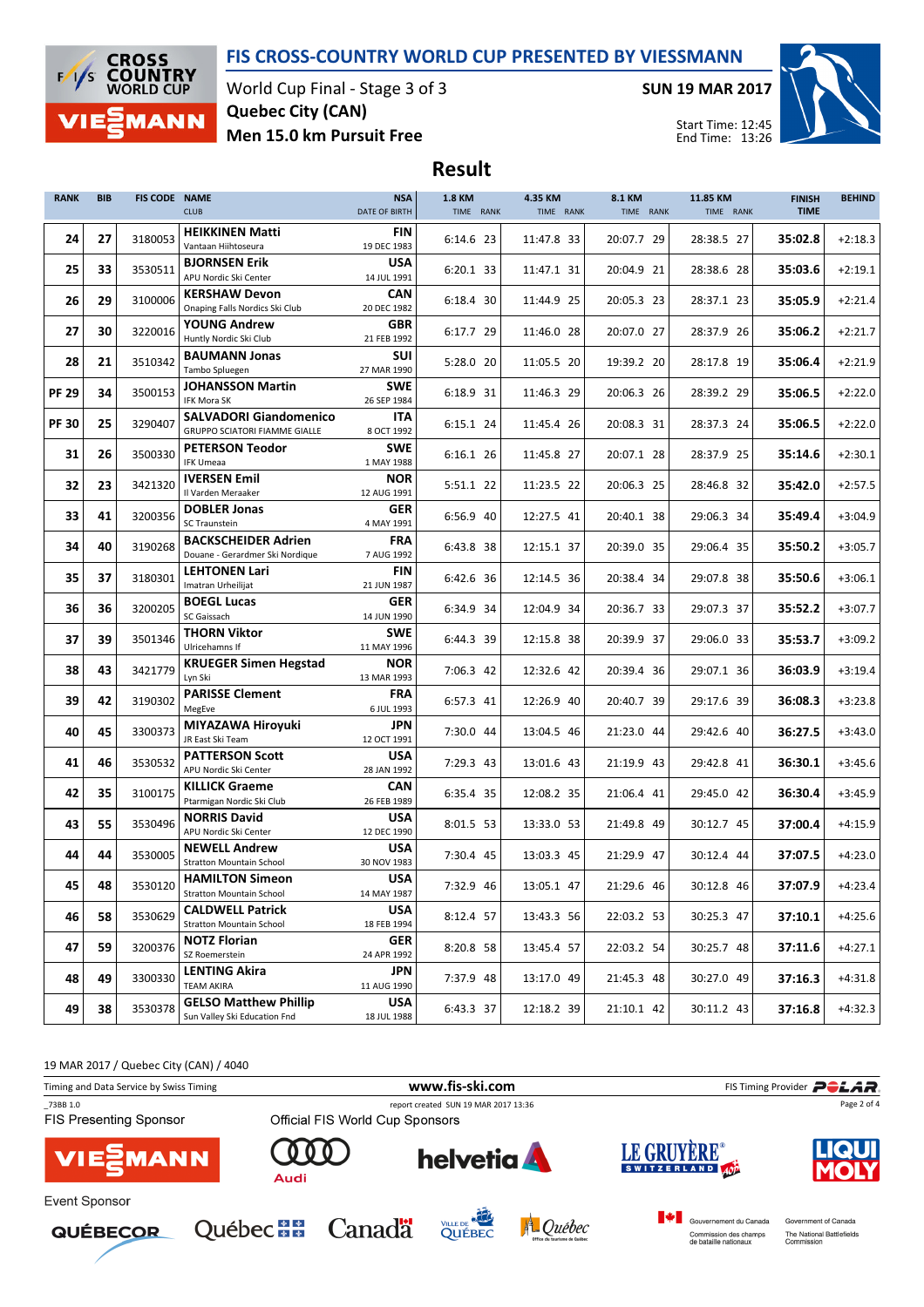# FIS CROSS-COUNTRY WORLD CUP PRESENTED BY VIESSMANN

World Cup Final - Stage 3 of 3
Quebec City (CAN)
Men 15.0 km Pursuit Free

SUN 19 MAR 2017

Start Time: 12:45
End Time: 13:26

## Result

| RANK | BIB | FIS CODE | NAME / CLUB | NSA / DATE OF BIRTH | 1.8 KM TIME | RANK | 4.35 KM TIME | RANK | 8.1 KM TIME | RANK | 11.85 KM TIME | RANK | FINISH TIME | BEHIND |
|---|---|---|---|---|---|---|---|---|---|---|---|---|---|---|
| 24 | 27 | 3180053 | **HEIKKINEN Matti** Vantaan Hiihtoseura | FIN 19 DEC 1983 | 6:14.6 | 23 | 11:47.8 | 33 | 20:07.7 | 29 | 28:38.5 | 27 | 35:02.8 | +2:18.3 |
| 25 | 33 | 3530511 | **BJORNSEN Erik** APU Nordic Ski Center | USA 14 JUL 1991 | 6:20.1 | 33 | 11:47.1 | 31 | 20:04.9 | 21 | 28:38.6 | 28 | 35:03.6 | +2:19.1 |
| 26 | 29 | 3100006 | **KERSHAW Devon** Onaping Falls Nordics Ski Club | CAN 20 DEC 1982 | 6:18.4 | 30 | 11:44.9 | 25 | 20:05.3 | 23 | 28:37.1 | 23 | 35:05.9 | +2:21.4 |
| 27 | 30 | 3220016 | **YOUNG Andrew** Huntly Nordic Ski Club | GBR 21 FEB 1992 | 6:17.7 | 29 | 11:46.0 | 28 | 20:07.0 | 27 | 28:37.9 | 26 | 35:06.2 | +2:21.7 |
| 28 | 21 | 3510342 | **BAUMANN Jonas** Tambo Spluegen | SUI 27 MAR 1990 | 5:28.0 | 20 | 11:05.5 | 20 | 19:39.2 | 20 | 28:17.8 | 19 | 35:06.4 | +2:21.9 |
| PF 29 | 34 | 3500153 | **JOHANSSON Martin** IFK Mora SK | SWE 26 SEP 1984 | 6:18.9 | 31 | 11:46.3 | 29 | 20:06.3 | 26 | 28:39.2 | 29 | 35:06.5 | +2:22.0 |
| PF 30 | 25 | 3290407 | **SALVADORI Giandomenico** GRUPPO SCIATORI FIAMME GIALLE | ITA 8 OCT 1992 | 6:15.1 | 24 | 11:45.4 | 26 | 20:08.3 | 31 | 28:37.3 | 24 | 35:06.5 | +2:22.0 |
| 31 | 26 | 3500330 | **PETERSON Teodor** IFK Umeaa | SWE 1 MAY 1988 | 6:16.1 | 26 | 11:45.8 | 27 | 20:07.1 | 28 | 28:37.9 | 25 | 35:14.6 | +2:30.1 |
| 32 | 23 | 3421320 | **IVERSEN Emil** Il Varden Meraaker | NOR 12 AUG 1991 | 5:51.1 | 22 | 11:23.5 | 22 | 20:06.3 | 25 | 28:46.8 | 32 | 35:42.0 | +2:57.5 |
| 33 | 41 | 3200356 | **DOBLER Jonas** SC Traunstein | GER 4 MAY 1991 | 6:56.9 | 40 | 12:27.5 | 41 | 20:40.1 | 38 | 29:06.3 | 34 | 35:49.4 | +3:04.9 |
| 34 | 40 | 3190268 | **BACKSCHEIDER Adrien** Douane - Gerardmer Ski Nordique | FRA 7 AUG 1992 | 6:43.8 | 38 | 12:15.1 | 37 | 20:39.0 | 35 | 29:06.4 | 35 | 35:50.2 | +3:05.7 |
| 35 | 37 | 3180301 | **LEHTONEN Lari** Imatran Urheilijat | FIN 21 JUN 1987 | 6:42.6 | 36 | 12:14.5 | 36 | 20:38.4 | 34 | 29:07.8 | 38 | 35:50.6 | +3:06.1 |
| 36 | 36 | 3200205 | **BOEGL Lucas** SC Gaissach | GER 14 JUN 1990 | 6:34.9 | 34 | 12:04.9 | 34 | 20:36.7 | 33 | 29:07.3 | 37 | 35:52.2 | +3:07.7 |
| 37 | 39 | 3501346 | **THORN Viktor** Ulricehamns If | SWE 11 MAY 1996 | 6:44.3 | 39 | 12:15.8 | 38 | 20:39.9 | 37 | 29:06.0 | 33 | 35:53.7 | +3:09.2 |
| 38 | 43 | 3421779 | **KRUEGER Simen Hegstad** Lyn Ski | NOR 13 MAR 1993 | 7:06.3 | 42 | 12:32.6 | 42 | 20:39.4 | 36 | 29:07.1 | 36 | 36:03.9 | +3:19.4 |
| 39 | 42 | 3190302 | **PARISSE Clement** MegEve | FRA 6 JUL 1993 | 6:57.3 | 41 | 12:26.9 | 40 | 20:40.7 | 39 | 29:17.6 | 39 | 36:08.3 | +3:23.8 |
| 40 | 45 | 3300373 | **MIYAZAWA Hiroyuki** JR East Ski Team | JPN 12 OCT 1991 | 7:30.0 | 44 | 13:04.5 | 46 | 21:23.0 | 44 | 29:42.6 | 40 | 36:27.5 | +3:43.0 |
| 41 | 46 | 3530532 | **PATTERSON Scott** APU Nordic Ski Center | USA 28 JAN 1992 | 7:29.3 | 43 | 13:01.6 | 43 | 21:19.9 | 43 | 29:42.8 | 41 | 36:30.1 | +3:45.6 |
| 42 | 35 | 3100175 | **KILLICK Graeme** Ptarmigan Nordic Ski Club | CAN 26 FEB 1989 | 6:35.4 | 35 | 12:08.2 | 35 | 21:06.4 | 41 | 29:45.0 | 42 | 36:30.4 | +3:45.9 |
| 43 | 55 | 3530496 | **NORRIS David** APU Nordic Ski Center | USA 12 DEC 1990 | 8:01.5 | 53 | 13:33.0 | 53 | 21:49.8 | 49 | 30:12.7 | 45 | 37:00.4 | +4:15.9 |
| 44 | 44 | 3530005 | **NEWELL Andrew** Stratton Mountain School | USA 30 NOV 1983 | 7:30.4 | 45 | 13:03.3 | 45 | 21:29.9 | 47 | 30:12.4 | 44 | 37:07.5 | +4:23.0 |
| 45 | 48 | 3530120 | **HAMILTON Simeon** Stratton Mountain School | USA 14 MAY 1987 | 7:32.9 | 46 | 13:05.1 | 47 | 21:29.6 | 46 | 30:12.8 | 46 | 37:07.9 | +4:23.4 |
| 46 | 58 | 3530629 | **CALDWELL Patrick** Stratton Mountain School | USA 18 FEB 1994 | 8:12.4 | 57 | 13:43.3 | 56 | 22:03.2 | 53 | 30:25.3 | 47 | 37:10.1 | +4:25.6 |
| 47 | 59 | 3200376 | **NOTZ Florian** SZ Roemerstein | GER 24 APR 1992 | 8:20.8 | 58 | 13:45.4 | 57 | 22:03.2 | 54 | 30:25.7 | 48 | 37:11.6 | +4:27.1 |
| 48 | 49 | 3300330 | **LENTING Akira** TEAM AKIRA | JPN 11 AUG 1990 | 7:37.9 | 48 | 13:17.0 | 49 | 21:45.3 | 48 | 30:27.0 | 49 | 37:16.3 | +4:31.8 |
| 49 | 38 | 3530378 | **GELSO Matthew Phillip** Sun Valley Ski Education Fnd | USA 18 JUL 1988 | 6:43.3 | 37 | 12:18.2 | 39 | 21:10.1 | 42 | 30:11.2 | 43 | 37:16.8 | +4:32.3 |

19 MAR 2017 / Quebec City (CAN) / 4040

Timing and Data Service by Swiss Timing — www.fis-ski.com — FIS Timing Provider POLAR

_73BB 1.0 — report created SUN 19 MAR 2017 13:36

FIS Presenting Sponsor — Official FIS World Cup Sponsors

Event Sponsor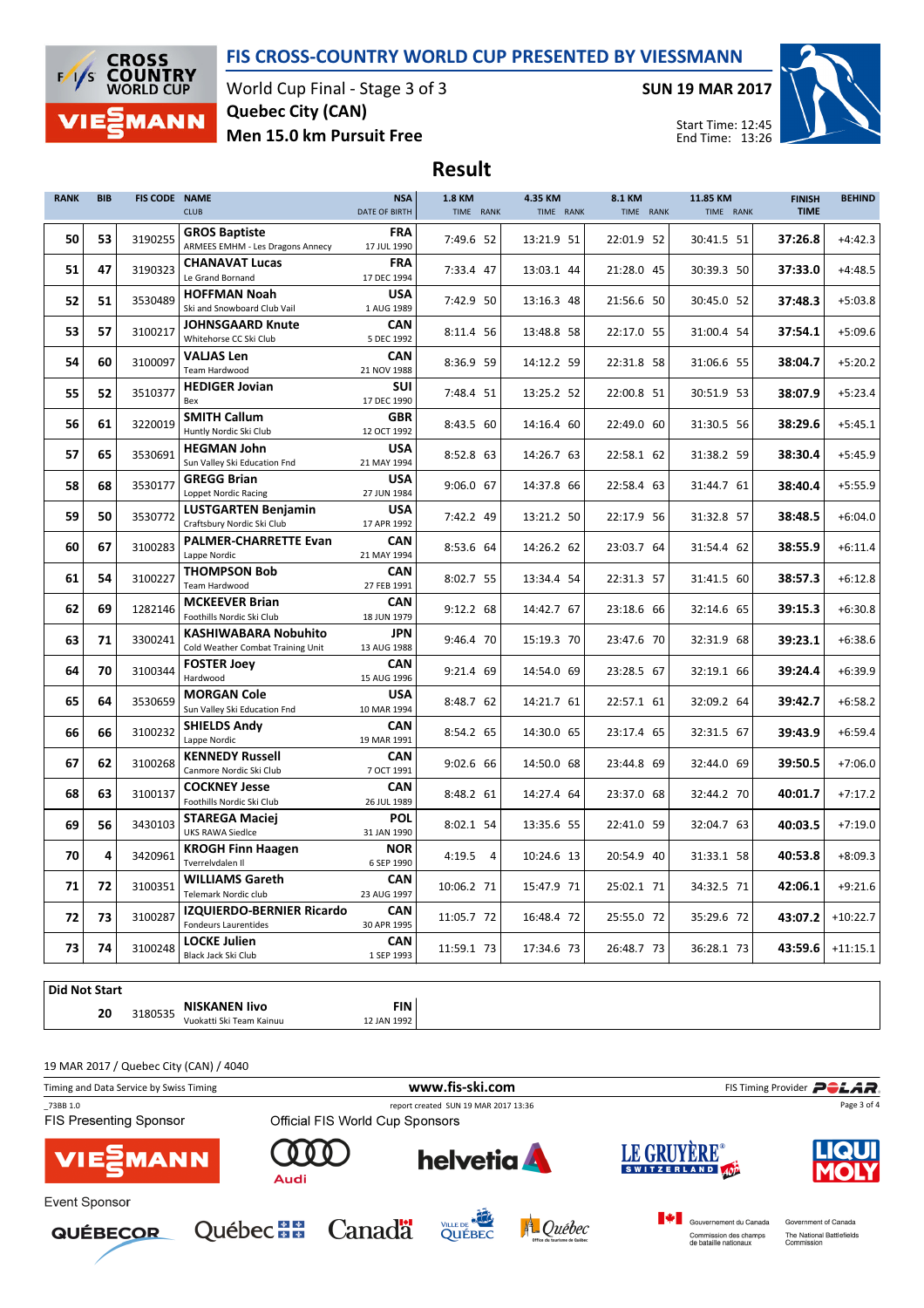# FIS CROSS-COUNTRY WORLD CUP PRESENTED BY VIESSMANN

World Cup Final - Stage 3 of 3
**Quebec City (CAN)**
**Men 15.0 km Pursuit Free**

**SUN 19 MAR 2017**

Start Time: 12:45
End Time: 13:26

## Result

| RANK | BIB | FIS CODE | NAME / CLUB | NSA / DATE OF BIRTH | 1.8 KM TIME | RANK | 4.35 KM TIME | RANK | 8.1 KM TIME | RANK | 11.85 KM TIME | RANK | FINISH TIME | BEHIND |
|---|---|---|---|---|---|---|---|---|---|---|---|---|---|---|
| 50 | 53 | 3190255 | **GROS Baptiste** ARMEES EMHM - Les Dragons Annecy | FRA 17 JUL 1990 | 7:49.6 | 52 | 13:21.9 | 51 | 22:01.9 | 52 | 30:41.5 | 51 | 37:26.8 | +4:42.3 |
| 51 | 47 | 3190323 | **CHANAVAT Lucas** Le Grand Bornand | FRA 17 DEC 1994 | 7:33.4 | 47 | 13:03.1 | 44 | 21:28.0 | 45 | 30:39.3 | 50 | 37:33.0 | +4:48.5 |
| 52 | 51 | 3530489 | **HOFFMAN Noah** Ski and Snowboard Club Vail | USA 1 AUG 1989 | 7:42.9 | 50 | 13:16.3 | 48 | 21:56.6 | 50 | 30:45.0 | 52 | 37:48.3 | +5:03.8 |
| 53 | 57 | 3100217 | **JOHNSGAARD Knute** Whitehorse CC Ski Club | CAN 5 DEC 1992 | 8:11.4 | 56 | 13:48.8 | 58 | 22:17.0 | 55 | 31:00.4 | 54 | 37:54.1 | +5:09.6 |
| 54 | 60 | 3100097 | **VALJAS Len** Team Hardwood | CAN 21 NOV 1988 | 8:36.9 | 59 | 14:12.2 | 59 | 22:31.8 | 58 | 31:06.6 | 55 | 38:04.7 | +5:20.2 |
| 55 | 52 | 3510377 | **HEDIGER Jovian** Bex | SUI 17 DEC 1990 | 7:48.4 | 51 | 13:25.2 | 52 | 22:00.8 | 51 | 30:51.9 | 53 | 38:07.9 | +5:23.4 |
| 56 | 61 | 3220019 | **SMITH Callum** Huntly Nordic Ski Club | GBR 12 OCT 1992 | 8:43.5 | 60 | 14:16.4 | 60 | 22:49.0 | 60 | 31:30.5 | 56 | 38:29.6 | +5:45.1 |
| 57 | 65 | 3530691 | **HEGMAN John** Sun Valley Ski Education Fnd | USA 21 MAY 1994 | 8:52.8 | 63 | 14:26.7 | 63 | 22:58.1 | 62 | 31:38.2 | 59 | 38:30.4 | +5:45.9 |
| 58 | 68 | 3530177 | **GREGG Brian** Loppet Nordic Racing | USA 27 JUN 1984 | 9:06.0 | 67 | 14:37.8 | 66 | 22:58.4 | 63 | 31:44.7 | 61 | 38:40.4 | +5:55.9 |
| 59 | 50 | 3530772 | **LUSTGARTEN Benjamin** Craftsbury Nordic Ski Club | USA 17 APR 1992 | 7:42.2 | 49 | 13:21.2 | 50 | 22:17.9 | 56 | 31:32.8 | 57 | 38:48.5 | +6:04.0 |
| 60 | 67 | 3100283 | **PALMER-CHARRETTE Evan** Lappe Nordic | CAN 21 MAY 1994 | 8:53.6 | 64 | 14:26.2 | 62 | 23:03.7 | 64 | 31:54.4 | 62 | 38:55.9 | +6:11.4 |
| 61 | 54 | 3100227 | **THOMPSON Bob** Team Hardwood | CAN 27 FEB 1991 | 8:02.7 | 55 | 13:34.4 | 54 | 22:31.3 | 57 | 31:41.5 | 60 | 38:57.3 | +6:12.8 |
| 62 | 69 | 1282146 | **MCKEEVER Brian** Foothills Nordic Ski Club | CAN 18 JUN 1979 | 9:12.2 | 68 | 14:42.7 | 67 | 23:18.6 | 66 | 32:14.6 | 65 | 39:15.3 | +6:30.8 |
| 63 | 71 | 3300241 | **KASHIWABARA Nobuhito** Cold Weather Combat Training Unit | JPN 13 AUG 1988 | 9:46.4 | 70 | 15:19.3 | 70 | 23:47.6 | 70 | 32:31.9 | 68 | 39:23.1 | +6:38.6 |
| 64 | 70 | 3100344 | **FOSTER Joey** Hardwood | CAN 15 AUG 1996 | 9:21.4 | 69 | 14:54.0 | 69 | 23:28.5 | 67 | 32:19.1 | 66 | 39:24.4 | +6:39.9 |
| 65 | 64 | 3530659 | **MORGAN Cole** Sun Valley Ski Education Fnd | USA 10 MAR 1994 | 8:48.7 | 62 | 14:21.7 | 61 | 22:57.1 | 61 | 32:09.2 | 64 | 39:42.7 | +6:58.2 |
| 66 | 66 | 3100232 | **SHIELDS Andy** Lappe Nordic | CAN 19 MAR 1991 | 8:54.2 | 65 | 14:30.0 | 65 | 23:17.4 | 65 | 32:31.5 | 67 | 39:43.9 | +6:59.4 |
| 67 | 62 | 3100268 | **KENNEDY Russell** Canmore Nordic Ski Club | CAN 7 OCT 1991 | 9:02.6 | 66 | 14:50.0 | 68 | 23:44.8 | 69 | 32:44.0 | 69 | 39:50.5 | +7:06.0 |
| 68 | 63 | 3100137 | **COCKNEY Jesse** Foothills Nordic Ski Club | CAN 26 JUL 1989 | 8:48.2 | 61 | 14:27.4 | 64 | 23:37.0 | 68 | 32:44.2 | 70 | 40:01.7 | +7:17.2 |
| 69 | 56 | 3430103 | **STAREGA Maciej** UKS RAWA Siedlce | POL 31 JAN 1990 | 8:02.1 | 54 | 13:35.6 | 55 | 22:41.0 | 59 | 32:04.7 | 63 | 40:03.5 | +7:19.0 |
| 70 | 4 | 3420961 | **KROGH Finn Haagen** Tverrelvdalen Il | NOR 6 SEP 1990 | 4:19.5 | 4 | 10:24.6 | 13 | 20:54.9 | 40 | 31:33.1 | 58 | 40:53.8 | +8:09.3 |
| 71 | 72 | 3100351 | **WILLIAMS Gareth** Telemark Nordic club | CAN 23 AUG 1997 | 10:06.2 | 71 | 15:47.9 | 71 | 25:02.1 | 71 | 34:32.5 | 71 | 42:06.1 | +9:21.6 |
| 72 | 73 | 3100287 | **IZQUIERDO-BERNIER Ricardo** Fondeurs Laurentides | CAN 30 APR 1995 | 11:05.7 | 72 | 16:48.4 | 72 | 25:55.0 | 72 | 35:29.6 | 72 | 43:07.2 | +10:22.7 |
| 73 | 74 | 3100248 | **LOCKE Julien** Black Jack Ski Club | CAN 1 SEP 1993 | 11:59.1 | 73 | 17:34.6 | 73 | 26:48.7 | 73 | 36:28.1 | 73 | 43:59.6 | +11:15.1 |

**Did Not Start**

| BIB | FIS CODE | NAME / CLUB | NSA / DATE OF BIRTH |
|---|---|---|---|
| 20 | 3180535 | **NISKANEN Iivo** Vuokatti Ski Team Kainuu | FIN 12 JAN 1992 |

19 MAR 2017 / Quebec City (CAN) / 4040

Timing and Data Service by Swiss Timing — www.fis-ski.com — FIS Timing Provider POLAR

_73BB 1.0 — report created SUN 19 MAR 2017 13:36

FIS Presenting Sponsor: VIESSMANN

Official FIS World Cup Sponsors: Audi, helvetia, LE GRUYÈRE SWITZERLAND AOP, LIQUI MOLY

Event Sponsor: QUÉBECOR, Québec, Canada, Ville de Québec, Québec Office du tourisme de Québec, Gouvernement du Canada Commission des champs de bataille nationaux, Government of Canada The National Battlefields Commission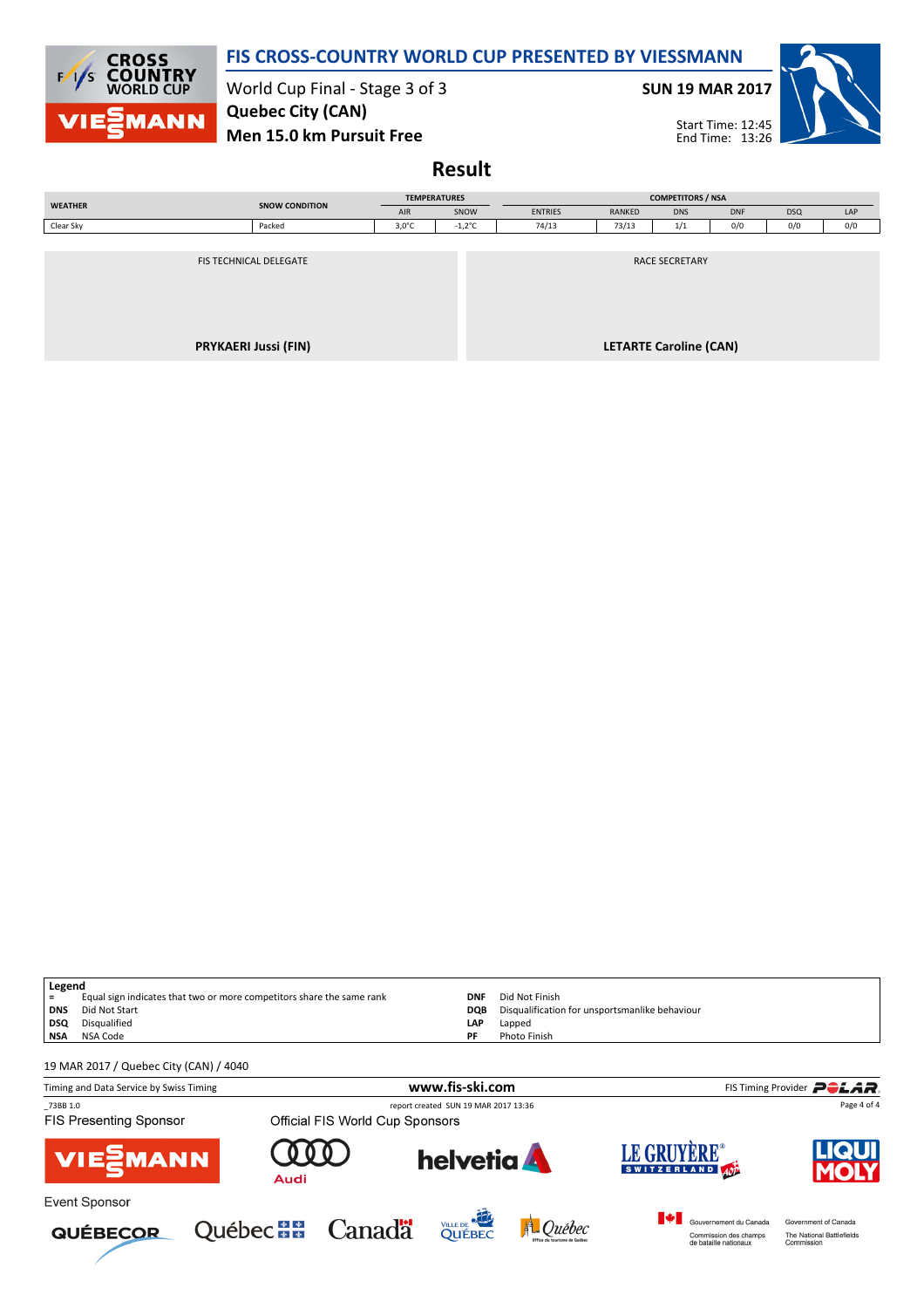# FIS CROSS-COUNTRY WORLD CUP PRESENTED BY VIESSMANN

World Cup Final - Stage 3 of 3

**Quebec City (CAN)**

**Men 15.0 km Pursuit Free**

**SUN 19 MAR 2017**

Start Time: 12:45
End Time: 13:26

## Result

| WEATHER | SNOW CONDITION | TEMPERATURES | | COMPETITORS / NSA | | | | | |
|---|---|---|---|---|---|---|---|---|---|
| | | AIR | SNOW | ENTRIES | RANKED | DNS | DNF | DSQ | LAP |
| Clear Sky | Packed | 3,0°C | -1,2°C | 74/13 | 73/13 | 1/1 | 0/0 | 0/0 | 0/0 |

| FIS TECHNICAL DELEGATE | RACE SECRETARY |
|---|---|
| **PRYKAERI Jussi (FIN)** | **LETARTE Caroline (CAN)** |

**Legend**

| | | | |
|---|---|---|---|
| = | Equal sign indicates that two or more competitors share the same rank | **DNF** | Did Not Finish |
| **DNS** | Did Not Start | **DQB** | Disqualification for unsportsmanlike behaviour |
| **DSQ** | Disqualified | **LAP** | Lapped |
| **NSA** | NSA Code | **PF** | Photo Finish |

19 MAR 2017 / Quebec City (CAN) / 4040

Timing and Data Service by Swiss Timing — www.fis-ski.com — FIS Timing Provider POLAR

_73BB 1.0 — report created SUN 19 MAR 2017 13:36

FIS Presenting Sponsor — Official FIS World Cup Sponsors

Event Sponsor